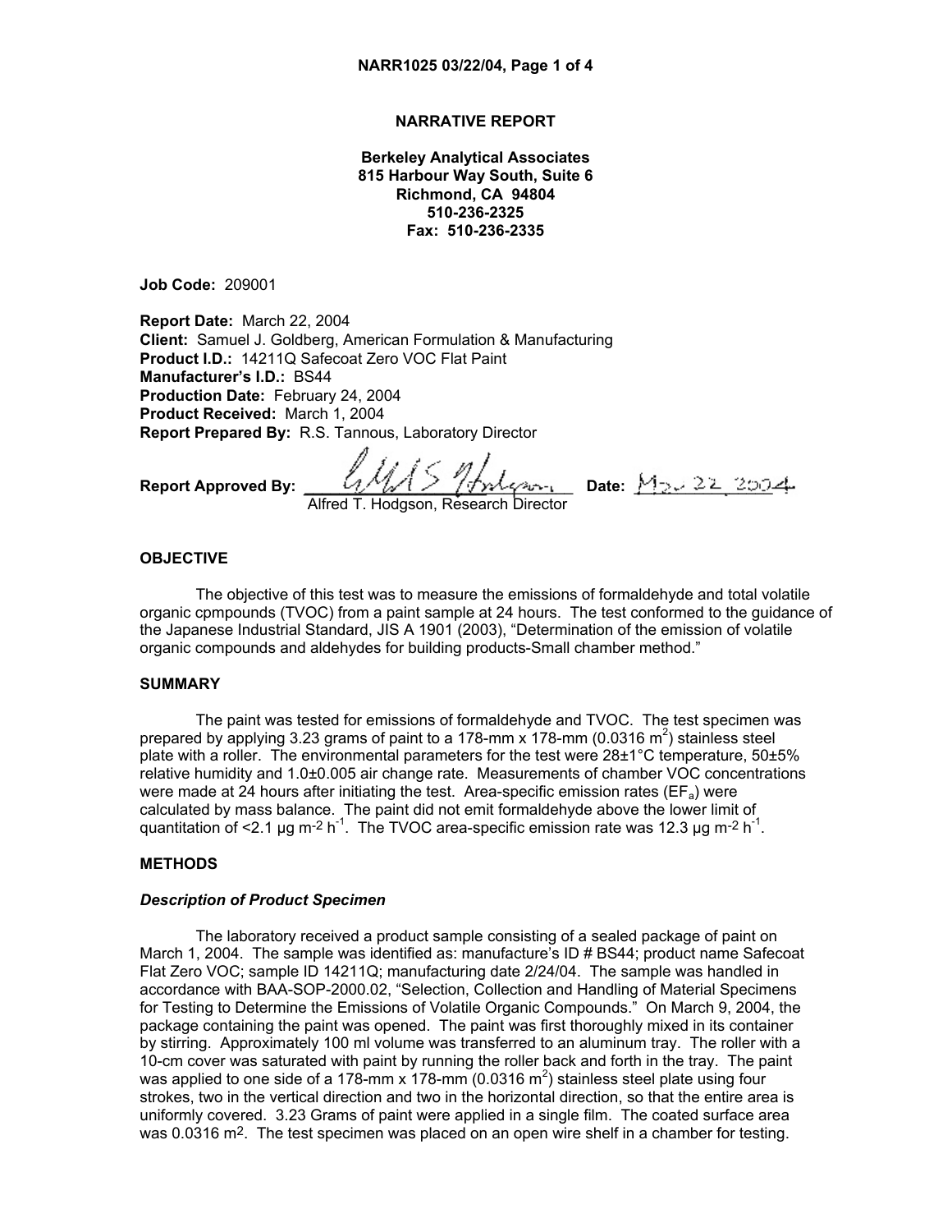# NARRATIVE REPORT

**Berkeley Analytical Associates**
**815 Harbour Way South, Suite 6**
**Richmond, CA 94804**
**510-236-2325**
**Fax: 510-236-2335**

**Job Code:** 209001

**Report Date:** March 22, 2004
**Client:** Samuel J. Goldberg, American Formulation & Manufacturing
**Product I.D.:** 14211Q Safecoat Zero VOC Flat Paint
**Manufacturer's I.D.:** BS44
**Production Date:** February 24, 2004
**Product Received:** March 1, 2004
**Report Prepared By:** R.S. Tannous, Laboratory Director

**Report Approved By:** ______________________ **Date:** Mar 22, 2004
Alfred T. Hodgson, Research Director

## OBJECTIVE

The objective of this test was to measure the emissions of formaldehyde and total volatile organic cpmpounds (TVOC) from a paint sample at 24 hours. The test conformed to the guidance of the Japanese Industrial Standard, JIS A 1901 (2003), "Determination of the emission of volatile organic compounds and aldehydes for building products-Small chamber method."

## SUMMARY

The paint was tested for emissions of formaldehyde and TVOC. The test specimen was prepared by applying 3.23 grams of paint to a 178-mm x 178-mm (0.0316 $m^2$) stainless steel plate with a roller. The environmental parameters for the test were 28±1°C temperature, 50±5% relative humidity and 1.0±0.005 air change rate. Measurements of chamber VOC concentrations were made at 24 hours after initiating the test. Area-specific emission rates ($EF_a$) were calculated by mass balance. The paint did not emit formaldehyde above the lower limit of quantitation of <2.1 µg $m^{-2}$ $h^{-1}$. The TVOC area-specific emission rate was 12.3 µg $m^{-2}$ $h^{-1}$.

## METHODS

### *Description of Product Specimen*

The laboratory received a product sample consisting of a sealed package of paint on March 1, 2004. The sample was identified as: manufacture's ID # BS44; product name Safecoat Flat Zero VOC; sample ID 14211Q; manufacturing date 2/24/04. The sample was handled in accordance with BAA-SOP-2000.02, "Selection, Collection and Handling of Material Specimens for Testing to Determine the Emissions of Volatile Organic Compounds." On March 9, 2004, the package containing the paint was opened. The paint was first thoroughly mixed in its container by stirring. Approximately 100 ml volume was transferred to an aluminum tray. The roller with a 10-cm cover was saturated with paint by running the roller back and forth in the tray. The paint was applied to one side of a 178-mm x 178-mm (0.0316 $m^2$) stainless steel plate using four strokes, two in the vertical direction and two in the horizontal direction, so that the entire area is uniformly covered. 3.23 Grams of paint were applied in a single film. The coated surface area was 0.0316 $m^2$. The test specimen was placed on an open wire shelf in a chamber for testing.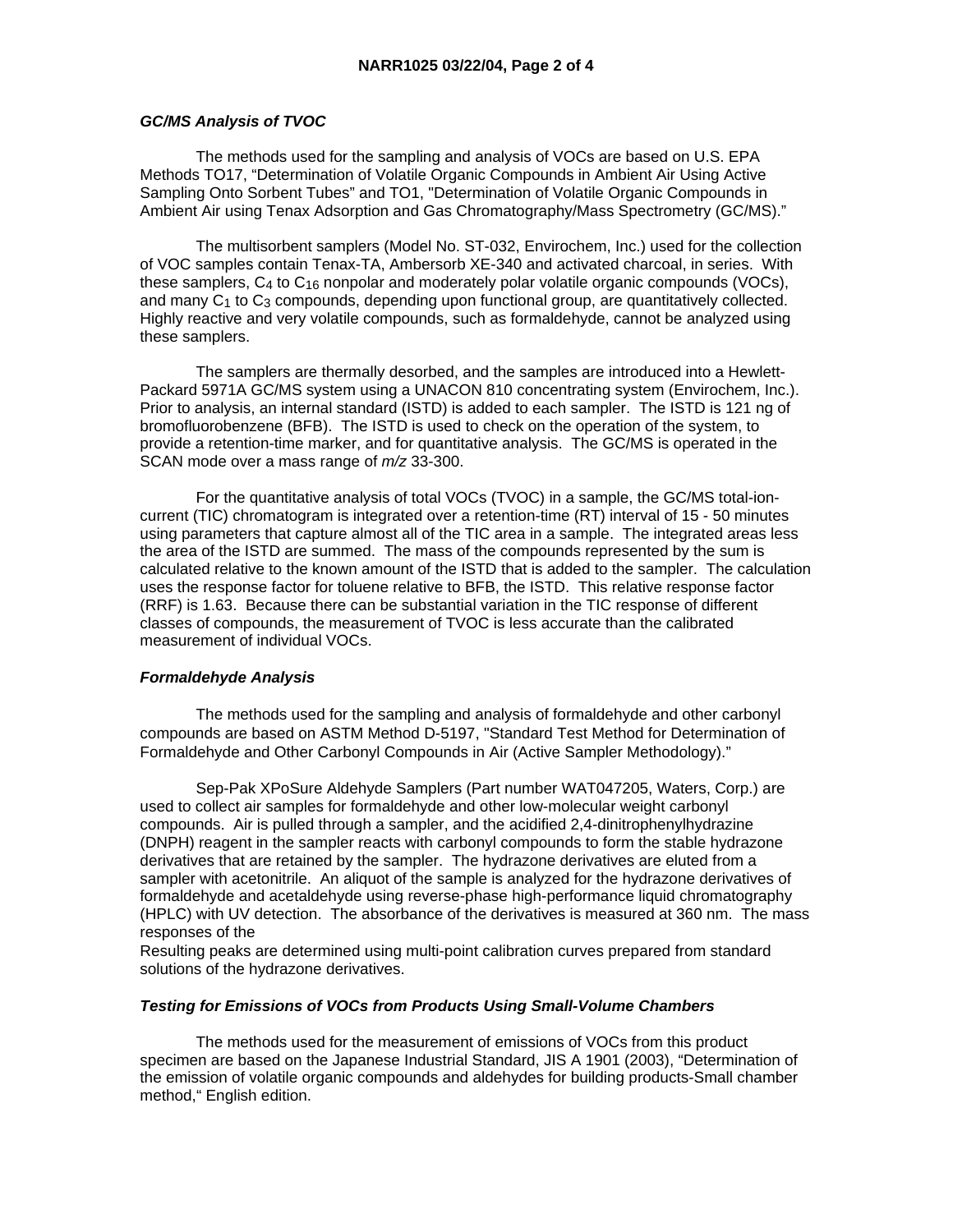### *GC/MS Analysis of TVOC*

The methods used for the sampling and analysis of VOCs are based on U.S. EPA Methods TO17, "Determination of Volatile Organic Compounds in Ambient Air Using Active Sampling Onto Sorbent Tubes" and TO1, "Determination of Volatile Organic Compounds in Ambient Air using Tenax Adsorption and Gas Chromatography/Mass Spectrometry (GC/MS)."

The multisorbent samplers (Model No. ST-032, Envirochem, Inc.) used for the collection of VOC samples contain Tenax-TA, Ambersorb XE-340 and activated charcoal, in series. With these samplers, $C_4$ to $C_{16}$ nonpolar and moderately polar volatile organic compounds (VOCs), and many $C_1$ to $C_3$ compounds, depending upon functional group, are quantitatively collected. Highly reactive and very volatile compounds, such as formaldehyde, cannot be analyzed using these samplers.

The samplers are thermally desorbed, and the samples are introduced into a Hewlett-Packard 5971A GC/MS system using a UNACON 810 concentrating system (Envirochem, Inc.). Prior to analysis, an internal standard (ISTD) is added to each sampler. The ISTD is 121 ng of bromofluorobenzene (BFB). The ISTD is used to check on the operation of the system, to provide a retention-time marker, and for quantitative analysis. The GC/MS is operated in the SCAN mode over a mass range of *m/z* 33-300.

For the quantitative analysis of total VOCs (TVOC) in a sample, the GC/MS total-ion-current (TIC) chromatogram is integrated over a retention-time (RT) interval of 15 - 50 minutes using parameters that capture almost all of the TIC area in a sample. The integrated areas less the area of the ISTD are summed. The mass of the compounds represented by the sum is calculated relative to the known amount of the ISTD that is added to the sampler. The calculation uses the response factor for toluene relative to BFB, the ISTD. This relative response factor (RRF) is 1.63. Because there can be substantial variation in the TIC response of different classes of compounds, the measurement of TVOC is less accurate than the calibrated measurement of individual VOCs.

### *Formaldehyde Analysis*

The methods used for the sampling and analysis of formaldehyde and other carbonyl compounds are based on ASTM Method D-5197, "Standard Test Method for Determination of Formaldehyde and Other Carbonyl Compounds in Air (Active Sampler Methodology)."

Sep-Pak XPoSure Aldehyde Samplers (Part number WAT047205, Waters, Corp.) are used to collect air samples for formaldehyde and other low-molecular weight carbonyl compounds. Air is pulled through a sampler, and the acidified 2,4-dinitrophenylhydrazine (DNPH) reagent in the sampler reacts with carbonyl compounds to form the stable hydrazone derivatives that are retained by the sampler. The hydrazone derivatives are eluted from a sampler with acetonitrile. An aliquot of the sample is analyzed for the hydrazone derivatives of formaldehyde and acetaldehyde using reverse-phase high-performance liquid chromatography (HPLC) with UV detection. The absorbance of the derivatives is measured at 360 nm. The mass responses of the

Resulting peaks are determined using multi-point calibration curves prepared from standard solutions of the hydrazone derivatives.

### *Testing for Emissions of VOCs from Products Using Small-Volume Chambers*

The methods used for the measurement of emissions of VOCs from this product specimen are based on the Japanese Industrial Standard, JIS A 1901 (2003), "Determination of the emission of volatile organic compounds and aldehydes for building products-Small chamber method," English edition.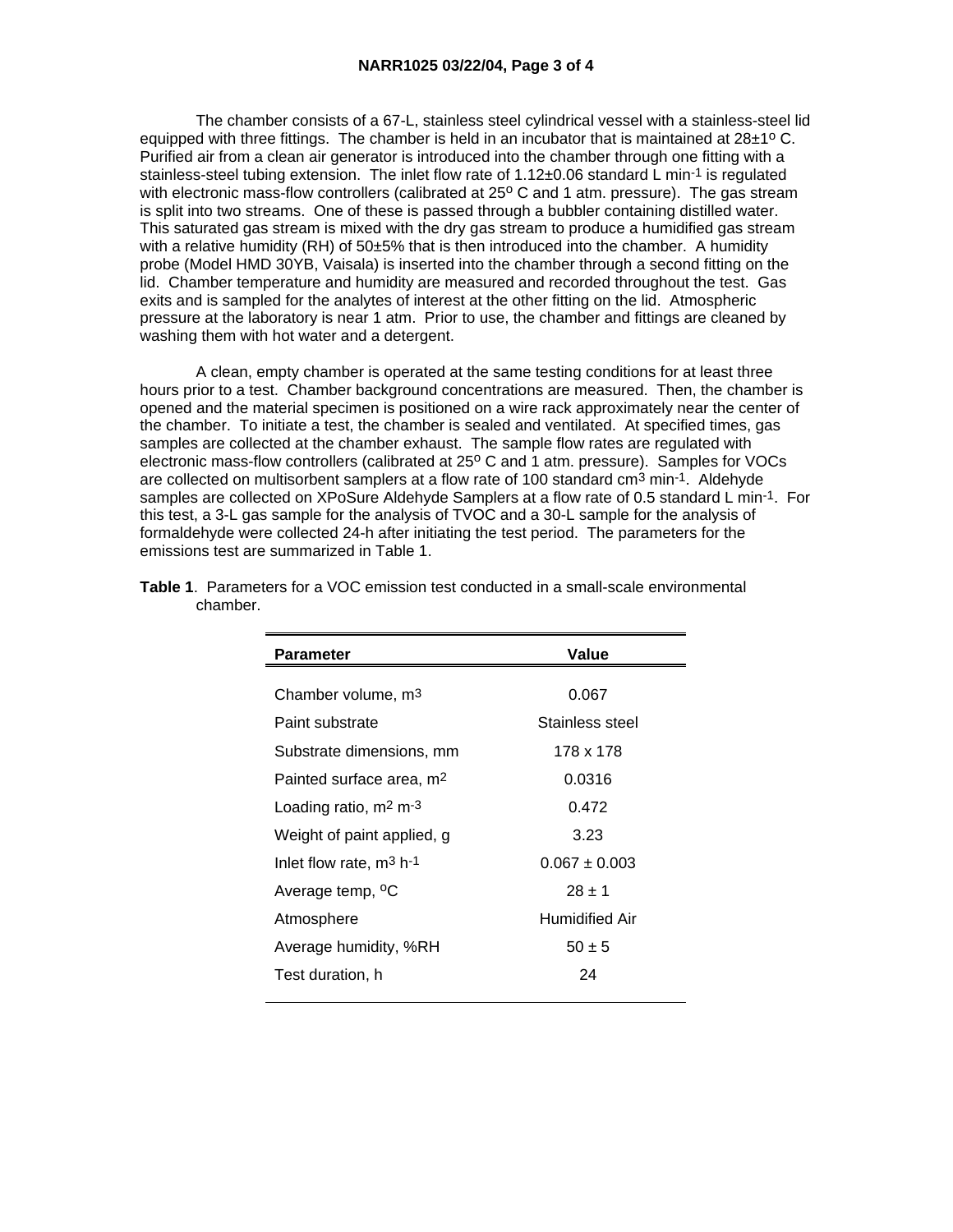The chamber consists of a 67-L, stainless steel cylindrical vessel with a stainless-steel lid equipped with three fittings. The chamber is held in an incubator that is maintained at 28±1$^o$ C. Purified air from a clean air generator is introduced into the chamber through one fitting with a stainless-steel tubing extension. The inlet flow rate of 1.12±0.06 standard L min$^{-1}$ is regulated with electronic mass-flow controllers (calibrated at 25$^o$ C and 1 atm. pressure). The gas stream is split into two streams. One of these is passed through a bubbler containing distilled water. This saturated gas stream is mixed with the dry gas stream to produce a humidified gas stream with a relative humidity (RH) of 50±5% that is then introduced into the chamber. A humidity probe (Model HMD 30YB, Vaisala) is inserted into the chamber through a second fitting on the lid. Chamber temperature and humidity are measured and recorded throughout the test. Gas exits and is sampled for the analytes of interest at the other fitting on the lid. Atmospheric pressure at the laboratory is near 1 atm. Prior to use, the chamber and fittings are cleaned by washing them with hot water and a detergent.

A clean, empty chamber is operated at the same testing conditions for at least three hours prior to a test. Chamber background concentrations are measured. Then, the chamber is opened and the material specimen is positioned on a wire rack approximately near the center of the chamber. To initiate a test, the chamber is sealed and ventilated. At specified times, gas samples are collected at the chamber exhaust. The sample flow rates are regulated with electronic mass-flow controllers (calibrated at 25$^o$ C and 1 atm. pressure). Samples for VOCs are collected on multisorbent samplers at a flow rate of 100 standard cm$^3$ min$^{-1}$. Aldehyde samples are collected on XPoSure Aldehyde Samplers at a flow rate of 0.5 standard L min$^{-1}$. For this test, a 3-L gas sample for the analysis of TVOC and a 30-L sample for the analysis of formaldehyde were collected 24-h after initiating the test period. The parameters for the emissions test are summarized in Table 1.

**Table 1**. Parameters for a VOC emission test conducted in a small-scale environmental chamber.

| Parameter | Value |
|---|---|
| Chamber volume, m$^3$ | 0.067 |
| Paint substrate | Stainless steel |
| Substrate dimensions, mm | 178 x 178 |
| Painted surface area, m$^2$ | 0.0316 |
| Loading ratio, m$^2$ m$^{-3}$ | 0.472 |
| Weight of paint applied, g | 3.23 |
| Inlet flow rate, m$^3$ h$^{-1}$ | 0.067 ± 0.003 |
| Average temp, $^o$C | 28 ± 1 |
| Atmosphere | Humidified Air |
| Average humidity, %RH | 50 ± 5 |
| Test duration, h | 24 |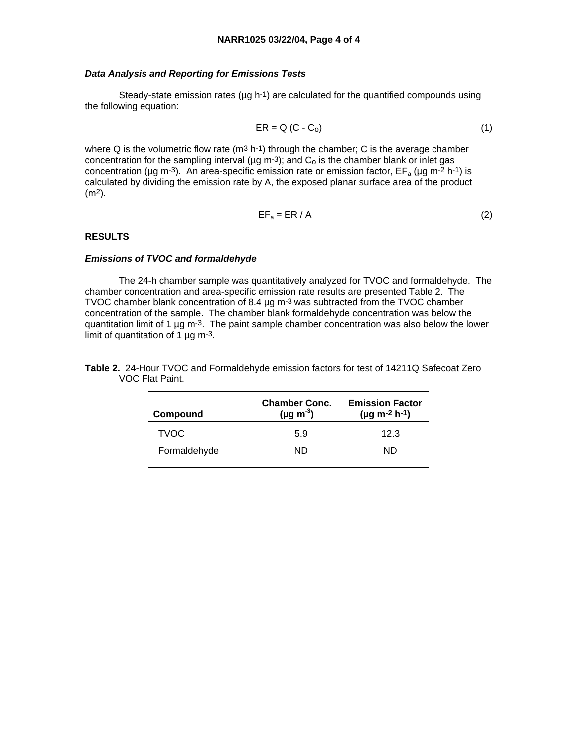### *Data Analysis and Reporting for Emissions Tests*

Steady-state emission rates ($\mu g\ h^{-1}$) are calculated for the quantified compounds using the following equation:

$$ER = Q\ (C - C_o) \quad (1)$$

where Q is the volumetric flow rate ($m^3\ h^{-1}$) through the chamber; C is the average chamber concentration for the sampling interval ($\mu g\ m^{-3}$); and $C_o$ is the chamber blank or inlet gas concentration ($\mu g\ m^{-3}$). An area-specific emission rate or emission factor, $EF_a$ ($\mu g\ m^{-2}\ h^{-1}$) is calculated by dividing the emission rate by A, the exposed planar surface area of the product ($m^2$).

$$EF_a = ER / A \quad (2)$$

## RESULTS

### *Emissions of TVOC and formaldehyde*

The 24-h chamber sample was quantitatively analyzed for TVOC and formaldehyde. The chamber concentration and area-specific emission rate results are presented Table 2. The TVOC chamber blank concentration of 8.4 $\mu g\ m^{-3}$ was subtracted from the TVOC chamber concentration of the sample. The chamber blank formaldehyde concentration was below the quantitation limit of 1 $\mu g\ m^{-3}$. The paint sample chamber concentration was also below the lower limit of quantitation of 1 $\mu g\ m^{-3}$.

**Table 2.** 24-Hour TVOC and Formaldehyde emission factors for test of 14211Q Safecoat Zero VOC Flat Paint.

| Compound | Chamber Conc. ($\mu g\ m^{-3}$) | Emission Factor ($\mu g\ m^{-2}\ h^{-1}$) |
|---|---|---|
| TVOC | 5.9 | 12.3 |
| Formaldehyde | ND | ND |